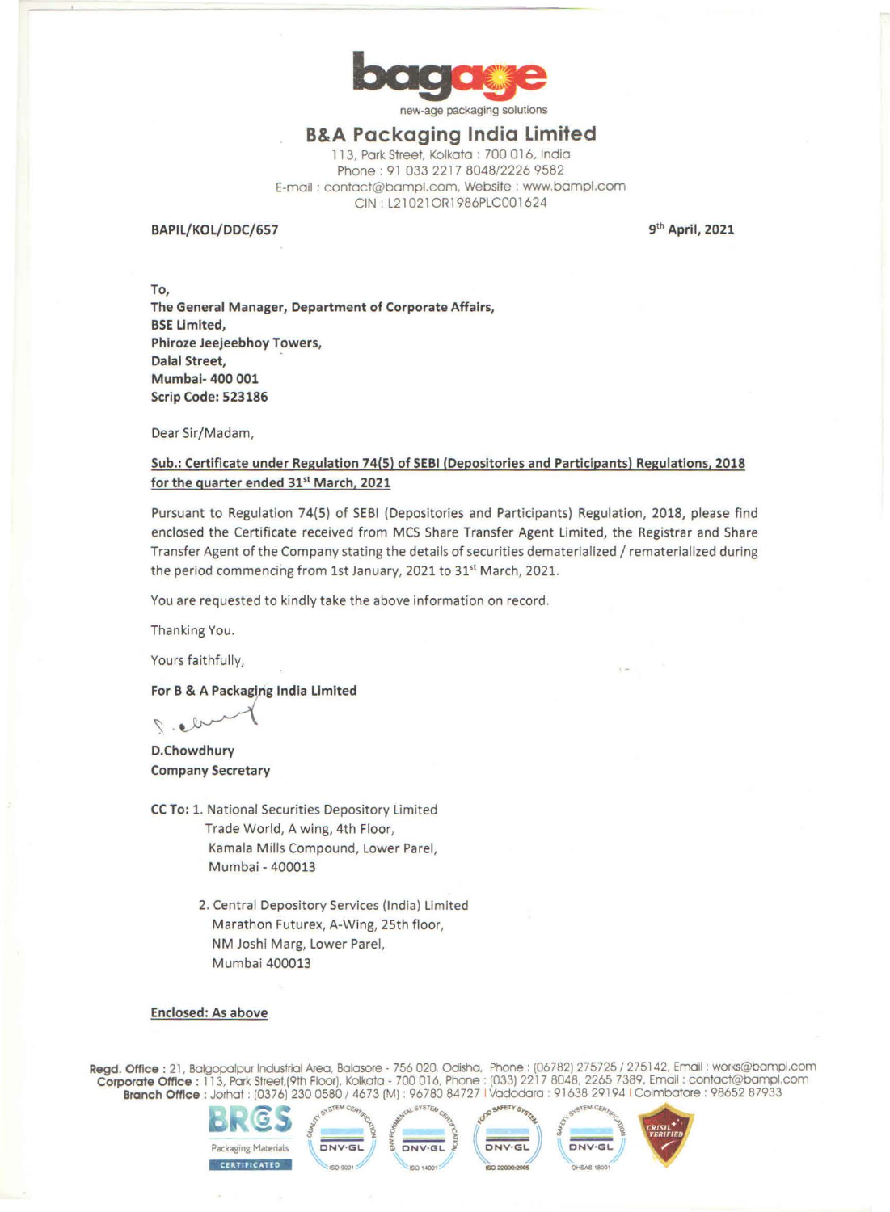bagage

new-age packaging solutions

## B&A Packaging India Limited

113, Park Street, Kolkata : 700 016, India
Phone : 91 033 2217 8048/2226 9582
E-mail : contact@bampl.com, Website : www.bampl.com
CIN : L21021OR1986PLC001624

**BAPIL/KOL/DDC/657** **9th April, 2021**

**To,**
**The General Manager, Department of Corporate Affairs,**
**BSE Limited,**
**Phiroze Jeejeebhoy Towers,**
**Dalal Street,**
**Mumbai- 400 001**
**Scrip Code: 523186**

Dear Sir/Madam,

**Sub.: Certificate under Regulation 74(5) of SEBI (Depositories and Participants) Regulations, 2018 for the quarter ended 31st March, 2021**

Pursuant to Regulation 74(5) of SEBI (Depositories and Participants) Regulation, 2018, please find enclosed the Certificate received from MCS Share Transfer Agent Limited, the Registrar and Share Transfer Agent of the Company stating the details of securities dematerialized / rematerialized during the period commencing from 1st January, 2021 to 31st March, 2021.

You are requested to kindly take the above information on record.

Thanking You.

Yours faithfully,

**For B & A Packaging India Limited**

**D.Chowdhury**
**Company Secretary**

**CC To:** 1. National Securities Depository Limited
Trade World, A wing, 4th Floor,
Kamala Mills Compound, Lower Parel,
Mumbai - 400013

2. Central Depository Services (India) Limited
Marathon Futurex, A-Wing, 25th floor,
NM Joshi Marg, Lower Parel,
Mumbai 400013

**Enclosed: As above**

**Regd. Office :** 21, Balgopalpur Industrial Area, Balasore - 756 020. Odisha, Phone : (06782) 275725 / 275142, Email : works@bampl.com
**Corporate Office :** 113, Park Street,(9th Floor), Kolkata - 700 016, Phone : (033) 2217 8048, 2265 7389, Email : contact@bampl.com
**Branch Office :** Jorhat : (0376) 230 0580 / 4673 (M) : 96780 84727 | Vadodara : 91638 29194 | Coimbatore : 98652 87933

BRCGS Packaging Materials CERTIFICATED | DNV-GL ISO 9001 | DNV-GL ISO 14001 | DNV-GL ISO 22000:2005 | DNV-GL OHSAS 18001 | CRISIL VERIFIED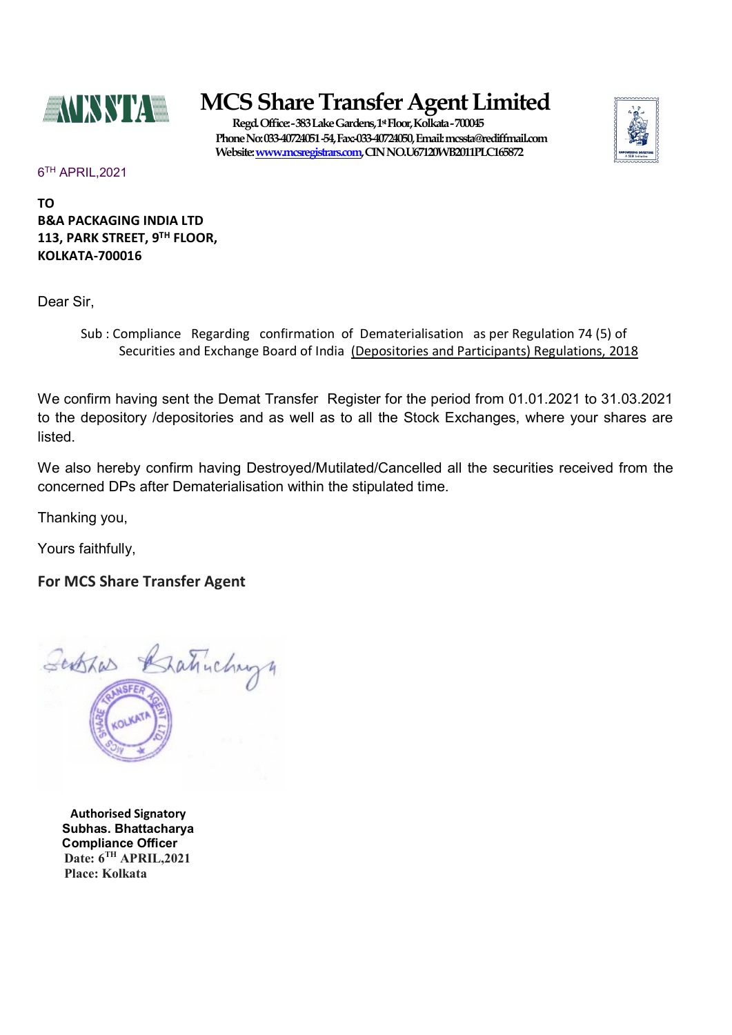# MCS Share Transfer Agent Limited

Regd. Office:- 383 Lake Gardens, 1st Floor, Kolkata - 700045
Phone No: 033-40724051-54, Fax: 033-40724050, Email: mcssta@rediffmail.com
Website: www.mcsregistrars.com, CIN NO.U67120WB2011PLC165872

6TH APRIL,2021

**TO**
**B&A PACKAGING INDIA LTD**
**113, PARK STREET, 9TH FLOOR,**
**KOLKATA-700016**

Dear Sir,

Sub : Compliance Regarding confirmation of Dematerialisation as per Regulation 74 (5) of Securities and Exchange Board of India (Depositories and Participants) Regulations, 2018

We confirm having sent the Demat Transfer Register for the period from 01.01.2021 to 31.03.2021 to the depository /depositories and as well as to all the Stock Exchanges, where your shares are listed.

We also hereby confirm having Destroyed/Mutilated/Cancelled all the securities received from the concerned DPs after Dematerialisation within the stipulated time.

Thanking you,

Yours faithfully,

**For MCS Share Transfer Agent**

**Authorised Signatory**
**Subhas. Bhattacharya**
**Compliance Officer**
**Date: 6TH APRIL,2021**
**Place: Kolkata**